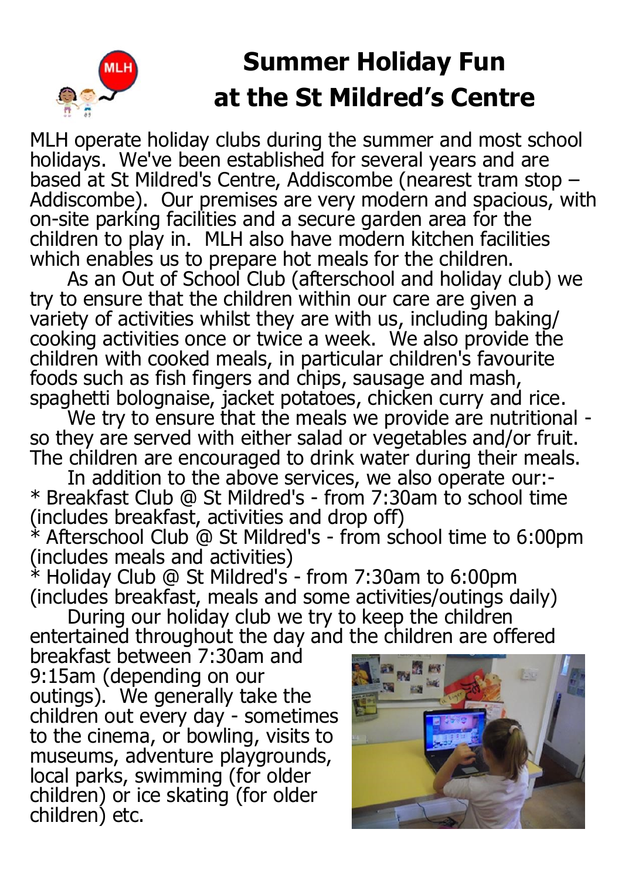# Summary Holiday Fun at the St Mildred's Centre

MLH operate holiday clubs during the summer and most school holidays. We've been established for several years and are based at St Mildred's Centre, Addiscombe (nearest tram stop – Addiscombe). Our premises are very modern and spacious, with on-site parking facilities and a secure garden area for the children to play in. MLH also have modern kitchen facilities which enables us to prepare hot meals for the children.

As an Out of School Club (afterschool and holiday club) we try to ensure that the children within our care are given a variety of activities whilst they are with us, including baking/ cooking activities once or twice a week. We also provide the children with cooked meals, in particular children's favourite foods such as fish fingers and chips, sausage and mash, spaghetti bolognaise, jacket potatoes, chicken curry and rice.

We try to ensure that the meals we provide are nutritional - so they are served with either salad or vegetables and/or fruit. The children are encouraged to drink water during their meals.

In addition to the above services, we also operate our:-

* Breakfast Club @ St Mildred's - from 7:30am to school time (includes breakfast, activities and drop off)
* Afterschool Club @ St Mildred's - from school time to 6:00pm (includes meals and activities)
* Holiday Club @ St Mildred's - from 7:30am to 6:00pm (includes breakfast, meals and some activities/outings daily)

During our holiday club we try to keep the children entertained throughout the day and the children are offered breakfast between 7:30am and 9:15am (depending on our outings). We generally take the children out every day - sometimes to the cinema, or bowling, visits to museums, adventure playgrounds, local parks, swimming (for older children) or ice skating (for older children) etc.

# Summer Holiday Fun at the St Mildred's Centre

MLH operate holiday clubs during the summer and most school holidays. We've been established for several years and are based at St Mildred's Centre, Addiscombe (nearest tram stop – Addiscombe). Our premises are very modern and spacious, with on-site parking facilities and a secure garden area for the children to play in. MLH also have modern kitchen facilities which enables us to prepare hot meals for the children.

As an Out of School Club (afterschool and holiday club) we try to ensure that the children within our care are given a variety of activities whilst they are with us, including baking/ cooking activities once or twice a week. We also provide the children with cooked meals, in particular children's favourite foods such as fish fingers and chips, sausage and mash, spaghetti bolognaise, jacket potatoes, chicken curry and rice.

We try to ensure that the meals we provide are nutritional - so they are served with either salad or vegetables and/or fruit. The children are encouraged to drink water during their meals.

In addition to the above services, we also operate our:-

* Breakfast Club @ St Mildred's - from 7:30am to school time (includes breakfast, activities and drop off)
* Afterschool Club @ St Mildred's - from school time to 6:00pm (includes meals and activities)
* Holiday Club @ St Mildred's - from 7:30am to 6:00pm (includes breakfast, meals and some activities/outings daily)

During our holiday club we try to keep the children entertained throughout the day and the children are offered breakfast between 7:30am and 9:15am (depending on our outings). We generally take the children out every day - sometimes to the cinema, or bowling, visits to museums, adventure playgrounds, local parks, swimming (for older children) or ice skating (for older children) etc.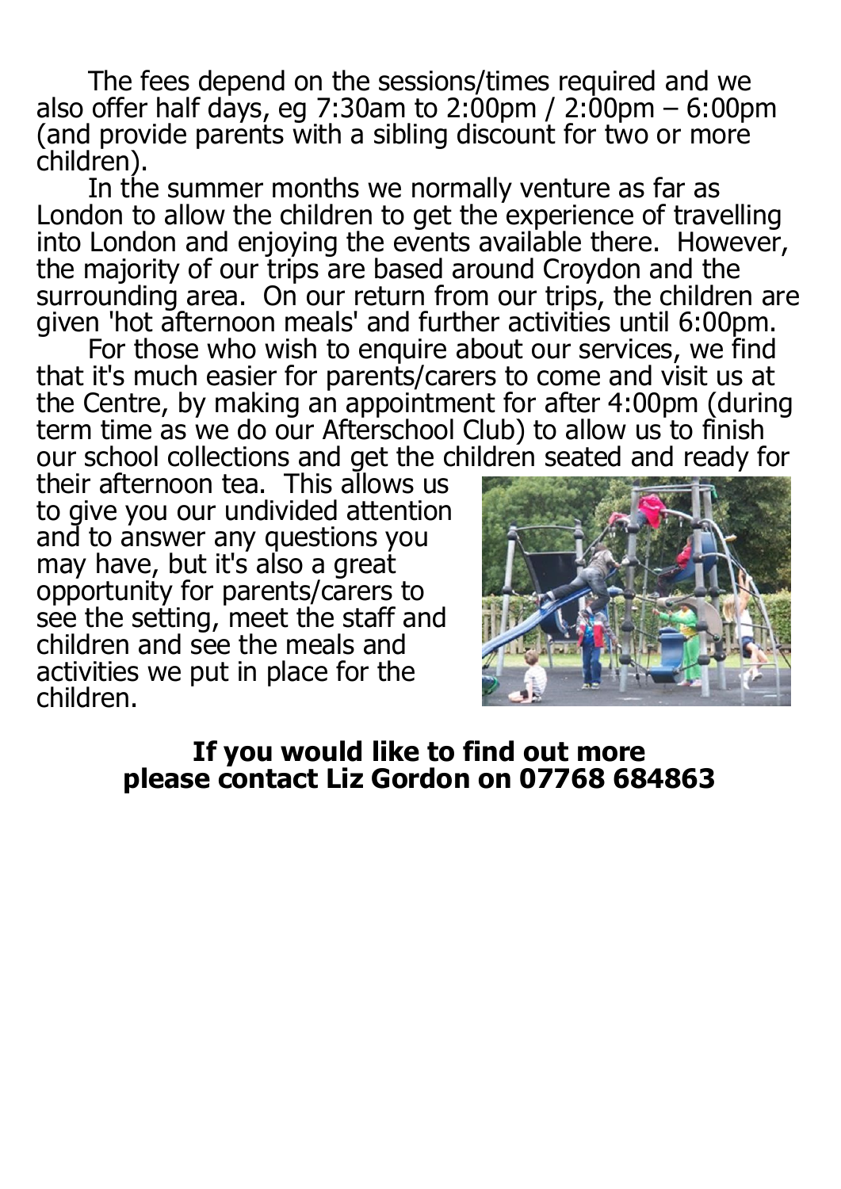The fees depend on the sessions/times required and we also offer half days, eg 7:30am to 2:00pm / 2:00pm – 6:00pm (and provide parents with a sibling discount for two or more children).

In the summer months we normally venture as far as London to allow the children to get the experience of travelling into London and enjoying the events available there. However, the majority of our trips are based around Croydon and the surrounding area. On our return from our trips, the children are given 'hot afternoon meals' and further activities until 6:00pm.

For those who wish to enquire about our services, we find that it's much easier for parents/carers to come and visit us at the Centre, by making an appointment for after 4:00pm (during term time as we do our Afterschool Club) to allow us to finish our school collections and get the children seated and ready for their afternoon tea. This allows us to give you our undivided attention and to answer any questions you may have, but it's also a great opportunity for parents/carers to see the setting, meet the staff and children and see the meals and activities we put in place for the children.

**If you would like to find out more please contact Liz Gordon on 07768 684863**